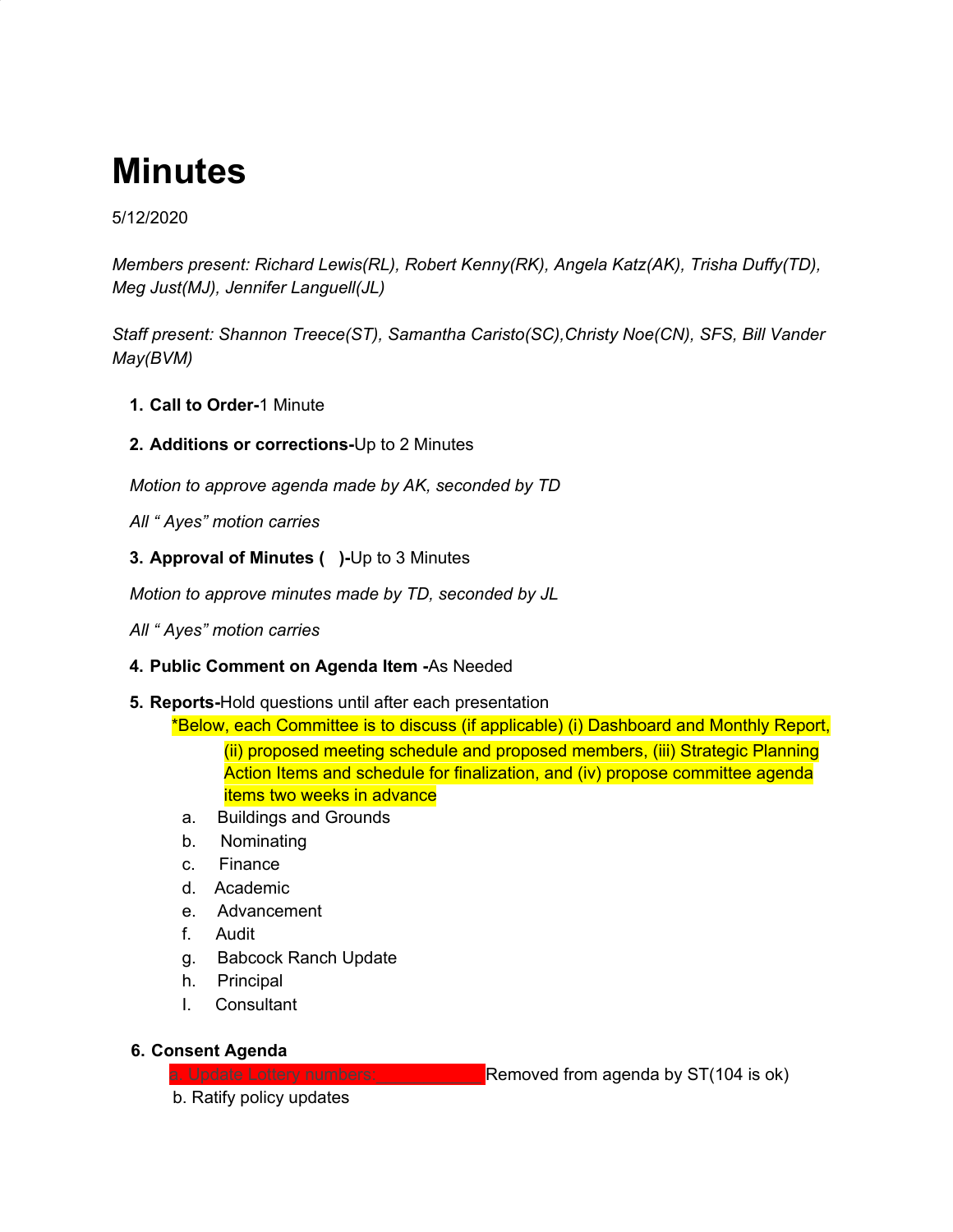# Minutes

5/12/2020

*Members present: Richard Lewis(RL), Robert Kenny(RK), Angela Katz(AK), Trisha Duffy(TD), Meg Just(MJ), Jennifer Languell(JL)*

*Staff present: Shannon Treece(ST), Samantha Caristo(SC),Christy Noe(CN), SFS, Bill Vander May(BVM)*

1. **Call to Order-**1 Minute

2. **Additions or corrections-**Up to 2 Minutes

*Motion to approve agenda made by AK, seconded by TD*

*All " Ayes" motion carries*

3. **Approval of Minutes (   )-**Up to 3 Minutes

*Motion to approve minutes made by TD, seconded by JL*

*All " Ayes" motion carries*

4. **Public Comment on Agenda Item -**As Needed

5. **Reports-**Hold questions until after each presentation

   *Below, each Committee is to discuss (if applicable) (i) Dashboard and Monthly Report, (ii) proposed meeting schedule and proposed members, (iii) Strategic Planning Action Items and schedule for finalization, and (iv) propose committee agenda items two weeks in advance

   a. Buildings and Grounds
   b. Nominating
   c. Finance
   d. Academic
   e. Advancement
   f. Audit
   g. Babcock Ranch Update
   h. Principal
   I. Consultant

6. **Consent Agenda**

   a. Update Lottery numbers:____________Removed from agenda by ST(104 is ok)

   b. Ratify policy updates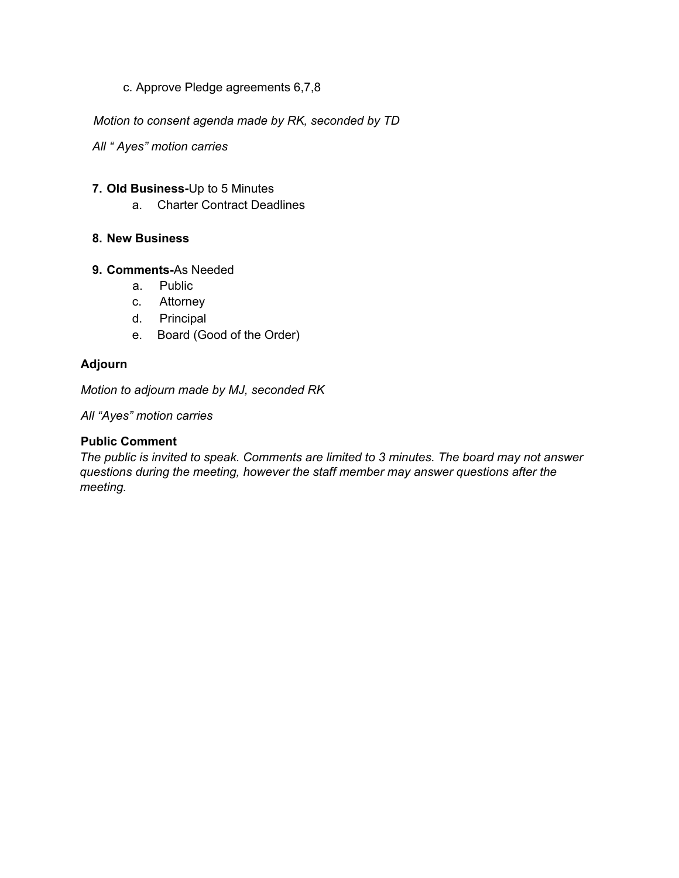c. Approve Pledge agreements 6,7,8

*Motion to consent agenda made by RK, seconded by TD*

*All " Ayes" motion carries*

7. **Old Business-**Up to 5 Minutes
    a. Charter Contract Deadlines

8. **New Business**

9. **Comments-**As Needed
    a. Public
    c. Attorney
    d. Principal
    e. Board (Good of the Order)

**Adjourn**

*Motion to adjourn made by MJ, seconded RK*

*All "Ayes" motion carries*

**Public Comment**

*The public is invited to speak. Comments are limited to 3 minutes. The board may not answer questions during the meeting, however the staff member may answer questions after the meeting.*